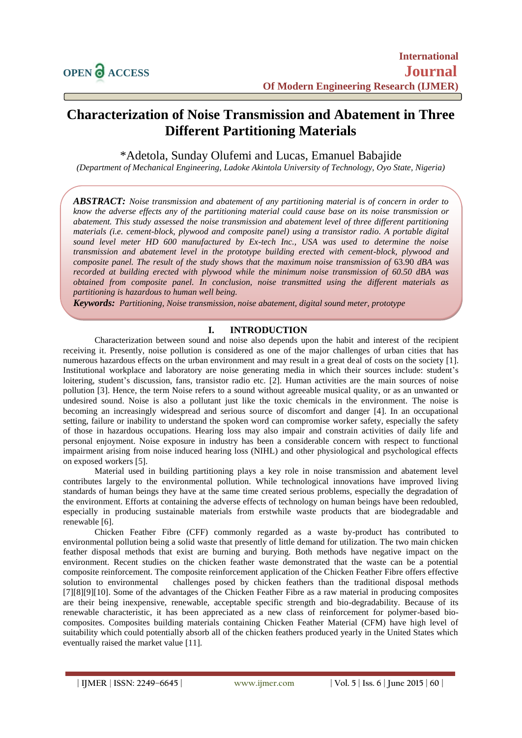# Characterization of Noise Transmission and Abatement in Three Different Partitioning Materials

*Adetola, Sunday Olufemi and Lucas, Emanuel Babajide

*(Department of Mechanical Engineering, Ladoke Akintola University of Technology, Oyo State, Nigeria)*

***ABSTRACT:*** *Noise transmission and abatement of any partitioning material is of concern in order to know the adverse effects any of the partitioning material could cause base on its noise transmission or abatement. This study assessed the noise transmission and abatement level of three different partitioning materials (i.e. cement-block, plywood and composite panel) using a transistor radio. A portable digital sound level meter HD 600 manufactured by Ex-tech Inc., USA was used to determine the noise transmission and abatement level in the prototype building erected with cement-block, plywood and composite panel. The result of the study shows that the maximum noise transmission of* 63.90 *dBA was recorded at building erected with plywood while the minimum noise transmission of 60.50 dBA was obtained from composite panel. In conclusion, noise transmitted using the different materials as partitioning is hazardous to human well being.*

***Keywords:*** *Partitioning, Noise transmission, noise abatement, digital sound meter, prototype*

## I. INTRODUCTION

Characterization between sound and noise also depends upon the habit and interest of the recipient receiving it. Presently, noise pollution is considered as one of the major challenges of urban cities that has numerous hazardous effects on the urban environment and may result in a great deal of costs on the society [1]. Institutional workplace and laboratory are noise generating media in which their sources include: student's loitering, student's discussion, fans, transistor radio etc. [2]. Human activities are the main sources of noise pollution [3]. Hence, the term Noise refers to a sound without agreeable musical quality, or as an unwanted or undesired sound. Noise is also a pollutant just like the toxic chemicals in the environment. The noise is becoming an increasingly widespread and serious source of discomfort and danger [4]. In an occupational setting, failure or inability to understand the spoken word can compromise worker safety, especially the safety of those in hazardous occupations. Hearing loss may also impair and constrain activities of daily life and personal enjoyment. Noise exposure in industry has been a considerable concern with respect to functional impairment arising from noise induced hearing loss (NIHL) and other physiological and psychological effects on exposed workers [5].

Material used in building partitioning plays a key role in noise transmission and abatement level contributes largely to the environmental pollution. While technological innovations have improved living standards of human beings they have at the same time created serious problems, especially the degradation of the environment. Efforts at containing the adverse effects of technology on human beings have been redoubled, especially in producing sustainable materials from erstwhile waste products that are biodegradable and renewable [6].

Chicken Feather Fibre (CFF) commonly regarded as a waste by-product has contributed to environmental pollution being a solid waste that presently of little demand for utilization. The two main chicken feather disposal methods that exist are burning and burying. Both methods have negative impact on the environment. Recent studies on the chicken feather waste demonstrated that the waste can be a potential composite reinforcement. The composite reinforcement application of the Chicken Feather Fibre offers effective solution to environmental challenges posed by chicken feathers than the traditional disposal methods [7][8][9][10]. Some of the advantages of the Chicken Feather Fibre as a raw material in producing composites are their being inexpensive, renewable, acceptable specific strength and bio-degradability. Because of its renewable characteristic, it has been appreciated as a new class of reinforcement for polymer-based bio-composites. Composites building materials containing Chicken Feather Material (CFM) have high level of suitability which could potentially absorb all of the chicken feathers produced yearly in the United States which eventually raised the market value [11].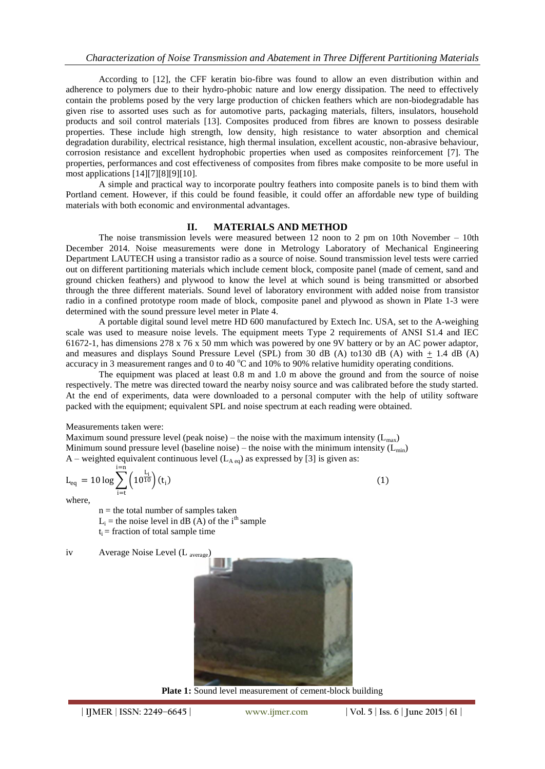According to [12], the CFF keratin bio-fibre was found to allow an even distribution within and adherence to polymers due to their hydro-phobic nature and low energy dissipation. The need to effectively contain the problems posed by the very large production of chicken feathers which are non-biodegradable has given rise to assorted uses such as for automotive parts, packaging materials, filters, insulators, household products and soil control materials [13]. Composites produced from fibres are known to possess desirable properties. These include high strength, low density, high resistance to water absorption and chemical degradation durability, electrical resistance, high thermal insulation, excellent acoustic, non-abrasive behaviour, corrosion resistance and excellent hydrophobic properties when used as composites reinforcement [7]. The properties, performances and cost effectiveness of composites from fibres make composite to be more useful in most applications [14][7][8][9][10].

A simple and practical way to incorporate poultry feathers into composite panels is to bind them with Portland cement. However, if this could be found feasible, it could offer an affordable new type of building materials with both economic and environmental advantages.

## II. MATERIALS AND METHOD

The noise transmission levels were measured between 12 noon to 2 pm on 10th November – 10th December 2014. Noise measurements were done in Metrology Laboratory of Mechanical Engineering Department LAUTECH using a transistor radio as a source of noise. Sound transmission level tests were carried out on different partitioning materials which include cement block, composite panel (made of cement, sand and ground chicken feathers) and plywood to know the level at which sound is being transmitted or absorbed through the three different materials. Sound level of laboratory environment with added noise from transistor radio in a confined prototype room made of block, composite panel and plywood as shown in Plate 1-3 were determined with the sound pressure level meter in Plate 4.

A portable digital sound level metre HD 600 manufactured by Extech Inc. USA, set to the A-weighing scale was used to measure noise levels. The equipment meets Type 2 requirements of ANSI S1.4 and IEC 61672-1, has dimensions 278 x 76 x 50 mm which was powered by one 9V battery or by an AC power adaptor, and measures and displays Sound Pressure Level (SPL) from 30 dB (A) to130 dB (A) with ± 1.4 dB (A) accuracy in 3 measurement ranges and 0 to 40 °C and 10% to 90% relative humidity operating conditions.

The equipment was placed at least 0.8 m and 1.0 m above the ground and from the source of noise respectively. The metre was directed toward the nearby noisy source and was calibrated before the study started. At the end of experiments, data were downloaded to a personal computer with the help of utility software packed with the equipment; equivalent SPL and noise spectrum at each reading were obtained.

Measurements taken were:

Maximum sound pressure level (peak noise) – the noise with the maximum intensity ($L_{max}$)
Minimum sound pressure level (baseline noise) – the noise with the minimum intensity ($L_{min}$)
A – weighted equivalent continuous level ($L_{A\,eq}$) as expressed by [3] is given as:

$$L_{eq} = 10 \log \sum_{i=t}^{i=n} \left(10^{\frac{L_i}{10}}\right)(t_i) \qquad (1)$$

where,

$n$ = the total number of samples taken
$L_i$ = the noise level in dB (A) of the $i^{th}$ sample
$t_i$ = fraction of total sample time

iv Average Noise Level ($L_{average}$)

**Plate 1:** Sound level measurement of cement-block building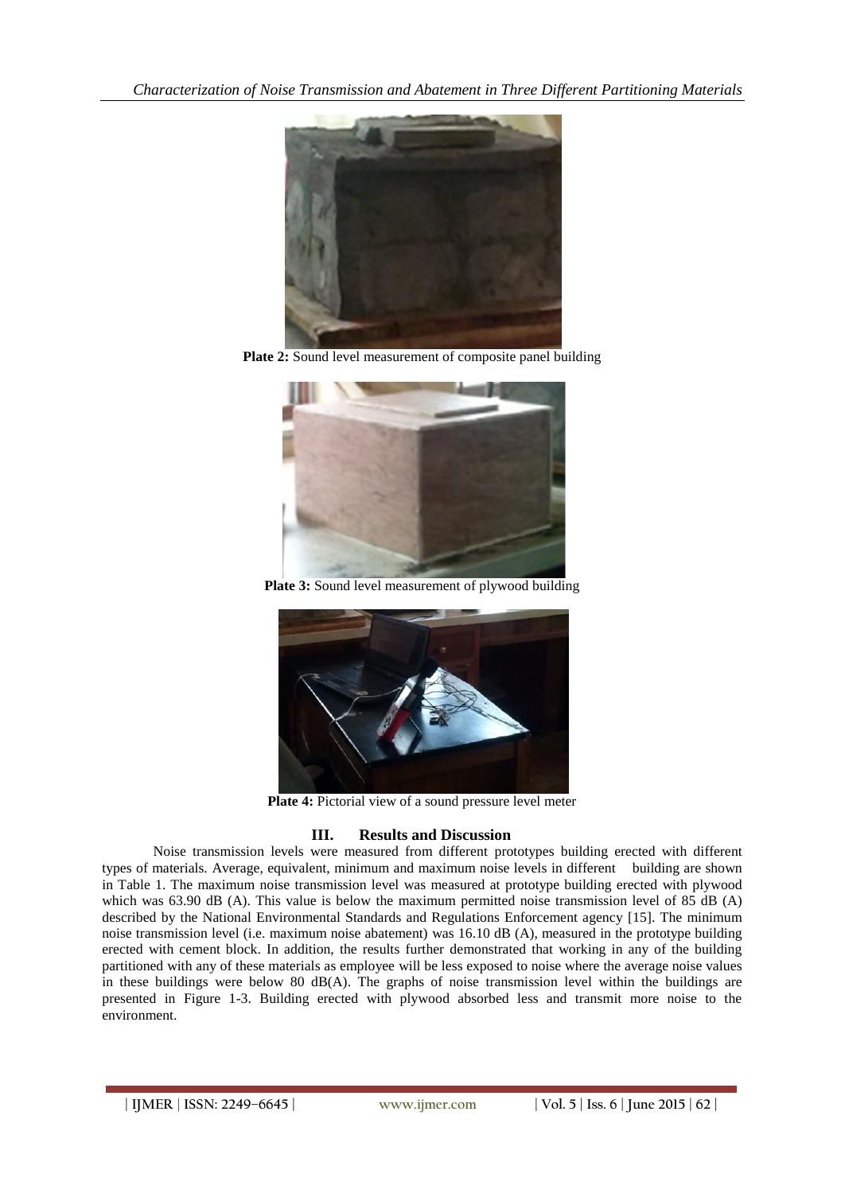**Plate 2:** Sound level measurement of composite panel building

**Plate 3:** Sound level measurement of plywood building

**Plate 4:** Pictorial view of a sound pressure level meter

## III. Results and Discussion

Noise transmission levels were measured from different prototypes building erected with different types of materials. Average, equivalent, minimum and maximum noise levels in different building are shown in Table 1. The maximum noise transmission level was measured at prototype building erected with plywood which was 63.90 dB (A). This value is below the maximum permitted noise transmission level of 85 dB (A) described by the National Environmental Standards and Regulations Enforcement agency [15]. The minimum noise transmission level (i.e. maximum noise abatement) was 16.10 dB (A), measured in the prototype building erected with cement block. In addition, the results further demonstrated that working in any of the building partitioned with any of these materials as employee will be less exposed to noise where the average noise values in these buildings were below 80 dB(A). The graphs of noise transmission level within the buildings are presented in Figure 1-3. Building erected with plywood absorbed less and transmit more noise to the environment.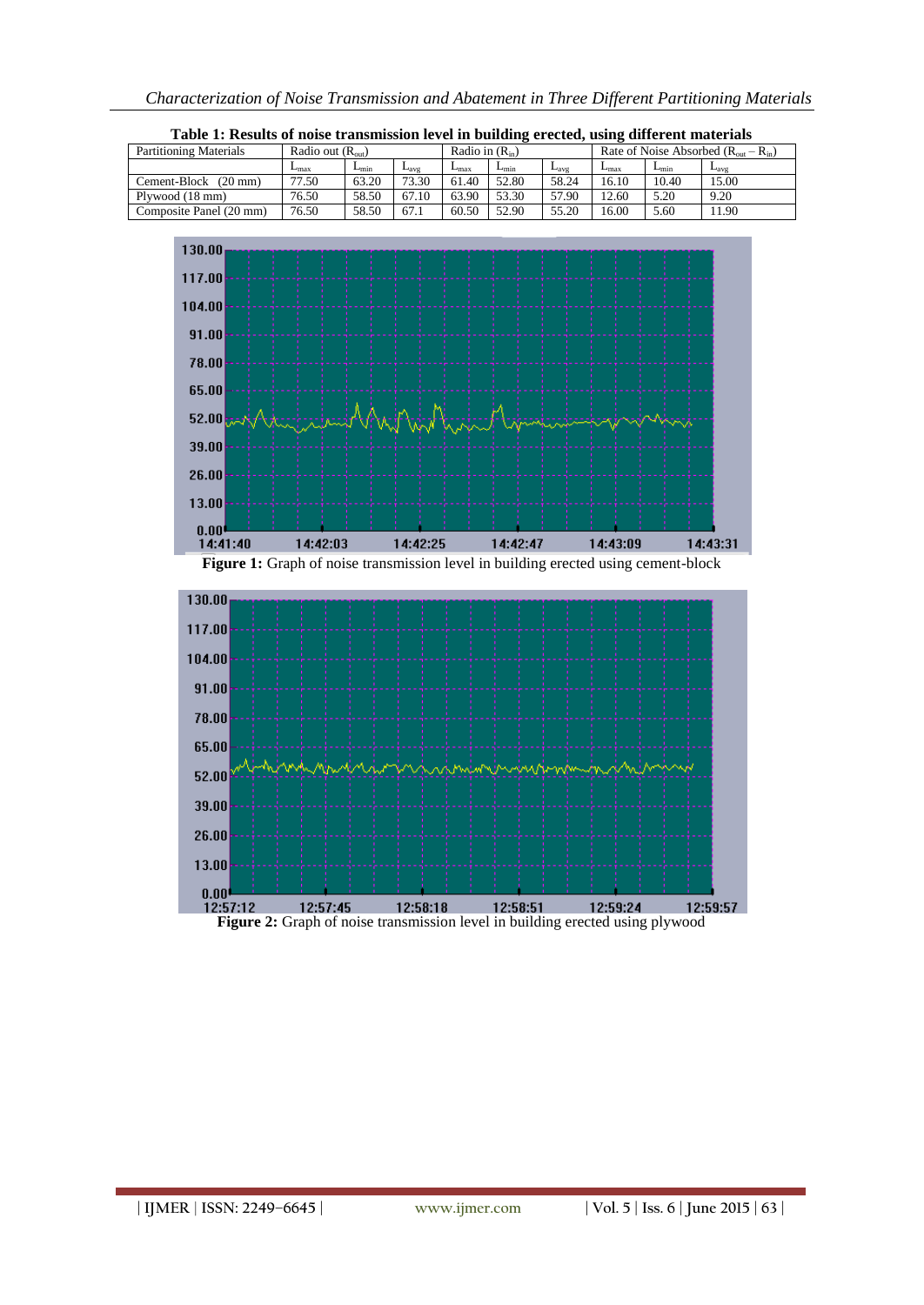**Table 1: Results of noise transmission level in building erected, using different materials**

| Partitioning Materials | Radio out ($R_{out}$) | | | Radio in ($R_{in}$) | | | Rate of Noise Absorbed ($R_{out} – R_{in}$) | | |
|---|---|---|---|---|---|---|---|---|---|
| | $L_{max}$ | $L_{min}$ | $L_{avg}$ | $L_{max}$ | $L_{min}$ | $L_{avg}$ | $L_{max}$ | $L_{min}$ | $L_{avg}$ |
| Cement-Block (20 mm) | 77.50 | 63.20 | 73.30 | 61.40 | 52.80 | 58.24 | 16.10 | 10.40 | 15.00 |
| Plywood (18 mm) | 76.50 | 58.50 | 67.10 | 63.90 | 53.30 | 57.90 | 12.60 | 5.20 | 9.20 |
| Composite Panel (20 mm) | 76.50 | 58.50 | 67.1 | 60.50 | 52.90 | 55.20 | 16.00 | 5.60 | 11.90 |

**Figure 1:** Graph of noise transmission level in building erected using cement-block

**Figure 2:** Graph of noise transmission level in building erected using plywood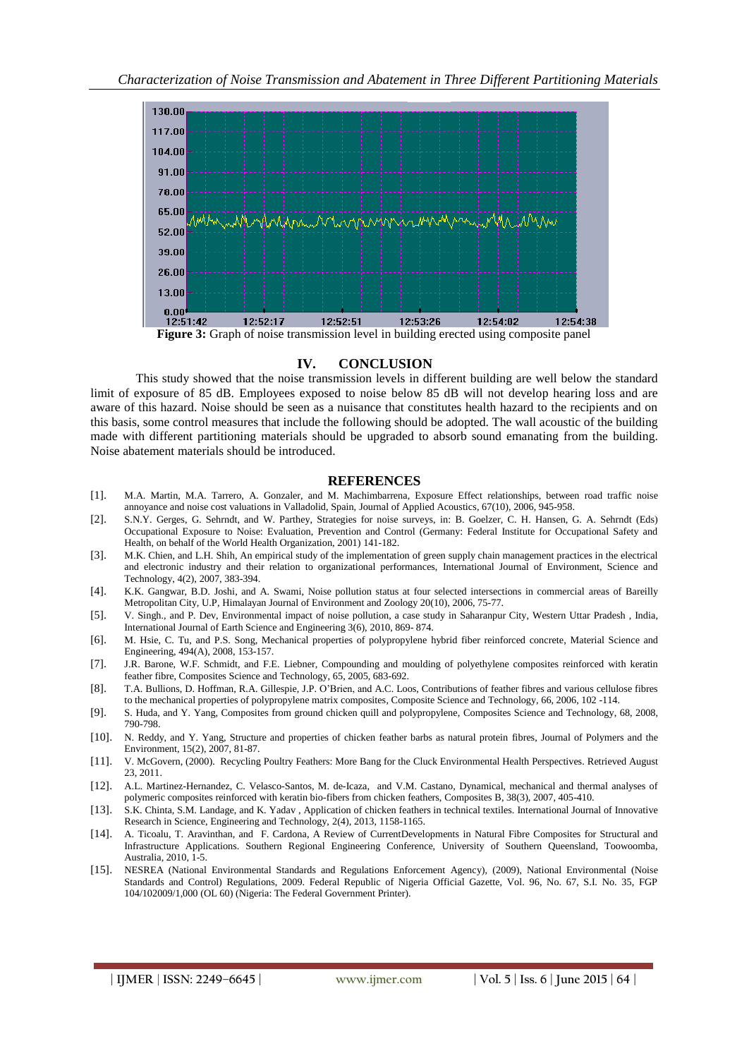130.00
117.00
104.00
91.00
78.00
65.00
52.00
39.00
26.00
13.00
0.00
12:51:42 12:52:17 12:52:51 12:53:26 12:54:02 12:54:38

**Figure 3:** Graph of noise transmission level in building erected using composite panel

## IV. CONCLUSION

This study showed that the noise transmission levels in different building are well below the standard limit of exposure of 85 dB. Employees exposed to noise below 85 dB will not develop hearing loss and are aware of this hazard. Noise should be seen as a nuisance that constitutes health hazard to the recipients and on this basis, some control measures that include the following should be adopted. The wall acoustic of the building made with different partitioning materials should be upgraded to absorb sound emanating from the building. Noise abatement materials should be introduced.

## REFERENCES

[1]. M.A. Martin, M.A. Tarrero, A. Gonzaler, and M. Machimbarrena, Exposure Effect relationships, between road traffic noise annoyance and noise cost valuations in Valladolid, Spain, Journal of Applied Acoustics, 67(10), 2006, 945-958.

[2]. S.N.Y. Gerges, G. Sehrndt, and W. Parthey, Strategies for noise surveys, in: B. Goelzer, C. H. Hansen, G. A. Sehrndt (Eds) Occupational Exposure to Noise: Evaluation, Prevention and Control (Germany: Federal Institute for Occupational Safety and Health, on behalf of the World Health Organization, 2001) 141-182.

[3]. M.K. Chien, and L.H. Shih, An empirical study of the implementation of green supply chain management practices in the electrical and electronic industry and their relation to organizational performances, International Journal of Environment, Science and Technology, 4(2), 2007, 383-394.

[4]. K.K. Gangwar, B.D. Joshi, and A. Swami, Noise pollution status at four selected intersections in commercial areas of Bareilly Metropolitan City, U.P, Himalayan Journal of Environment and Zoology 20(10), 2006, 75-77.

[5]. V. Singh., and P. Dev, Environmental impact of noise pollution, a case study in Saharanpur City, Western Uttar Pradesh , India, International Journal of Earth Science and Engineering 3(6), 2010, 869- 874.

[6]. M. Hsie, C. Tu, and P.S. Song, Mechanical properties of polypropylene hybrid fiber reinforced concrete, Material Science and Engineering, 494(A), 2008, 153-157.

[7]. J.R. Barone, W.F. Schmidt, and F.E. Liebner, Compounding and moulding of polyethylene composites reinforced with keratin feather fibre, Composites Science and Technology, 65, 2005, 683-692.

[8]. T.A. Bullions, D. Hoffman, R.A. Gillespie, J.P. O'Brien, and A.C. Loos, Contributions of feather fibres and various cellulose fibres to the mechanical properties of polypropylene matrix composites, Composite Science and Technology, 66, 2006, 102 -114.

[9]. S. Huda, and Y. Yang, Composites from ground chicken quill and polypropylene, Composites Science and Technology, 68, 2008, 790-798.

[10]. N. Reddy, and Y. Yang, Structure and properties of chicken feather barbs as natural protein fibres, Journal of Polymers and the Environment, 15(2), 2007, 81-87.

[11]. V. McGovern, (2000). Recycling Poultry Feathers: More Bang for the Cluck Environmental Health Perspectives. Retrieved August 23, 2011.

[12]. A.L. Martinez-Hernandez, C. Velasco-Santos, M. de-Icaza, and V.M. Castano, Dynamical, mechanical and thermal analyses of polymeric composites reinforced with keratin bio-fibers from chicken feathers, Composites B, 38(3), 2007, 405-410.

[13]. S.K. Chinta, S.M. Landage, and K. Yadav , Application of chicken feathers in technical textiles. International Journal of Innovative Research in Science, Engineering and Technology, 2(4), 2013, 1158-1165.

[14]. A. Ticoalu, T. Aravinthan, and F. Cardona, A Review of CurrentDevelopments in Natural Fibre Composites for Structural and Infrastructure Applications. Southern Regional Engineering Conference, University of Southern Queensland, Toowoomba, Australia, 2010, 1-5.

[15]. NESREA (National Environmental Standards and Regulations Enforcement Agency), (2009), National Environmental (Noise Standards and Control) Regulations, 2009. Federal Republic of Nigeria Official Gazette, Vol. 96, No. 67, S.I. No. 35, FGP 104/102009/1,000 (OL 60) (Nigeria: The Federal Government Printer).